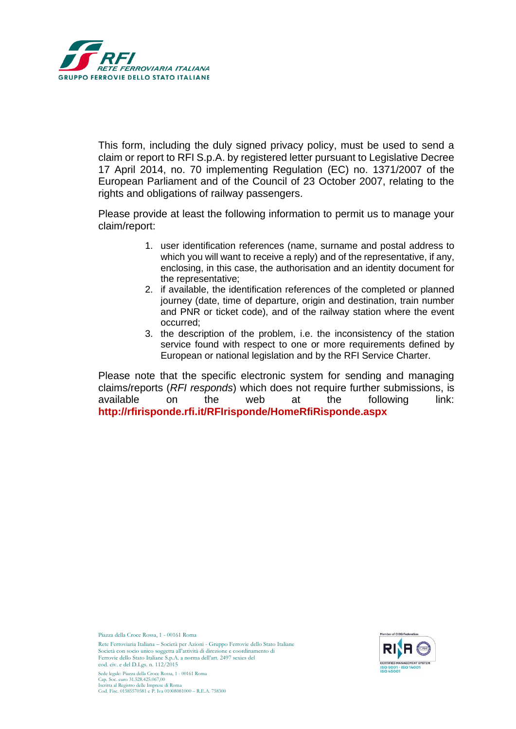This form, including the duly signed privacy policy, must be used to send a claim or report to RFI S.p.A. by registered letter pursuant to Legislative Decree 17 April 2014, no. 70 implementing Regulation (EC) no. 1371/2007 of the European Parliament and of the Council of 23 October 2007, relating to the rights and obligations of railway passengers.

Please provide at least the following information to permit us to manage your claim/report:

1. user identification references (name, surname and postal address to which you will want to receive a reply) and of the representative, if any, enclosing, in this case, the authorisation and an identity document for the representative;
2. if available, the identification references of the completed or planned journey (date, time of departure, origin and destination, train number and PNR or ticket code), and of the railway station where the event occurred;
3. the description of the problem, i.e. the inconsistency of the station service found with respect to one or more requirements defined by European or national legislation and by the RFI Service Charter.

Please note that the specific electronic system for sending and managing claims/reports (*RFI responds*) which does not require further submissions, is available on the web at the following link: **http://rfirisponde.rfi.it/RFIrisponde/HomeRfiRisponde.aspx**

Piazza della Croce Rossa, 1 - 00161 Roma

Rete Ferroviaria Italiana – Società per Azioni - Gruppo Ferrovie dello Stato Italiane
Società con socio unico soggetta all'attività di direzione e coordinamento di Ferrovie dello Stato Italiane S.p.A. a norma dell'art. 2497 sexies del cod. civ. e del D.Lgs. n. 112/2015

Sede legale: Piazza della Croce Rossa, 1 - 00161 Roma
Cap. Soc. euro 31.528.425.067,00
Iscritta al Registro delle Imprese di Roma
Cod. Fisc. 01585570581 e P. Iva 01008081000 – R.E.A. 758300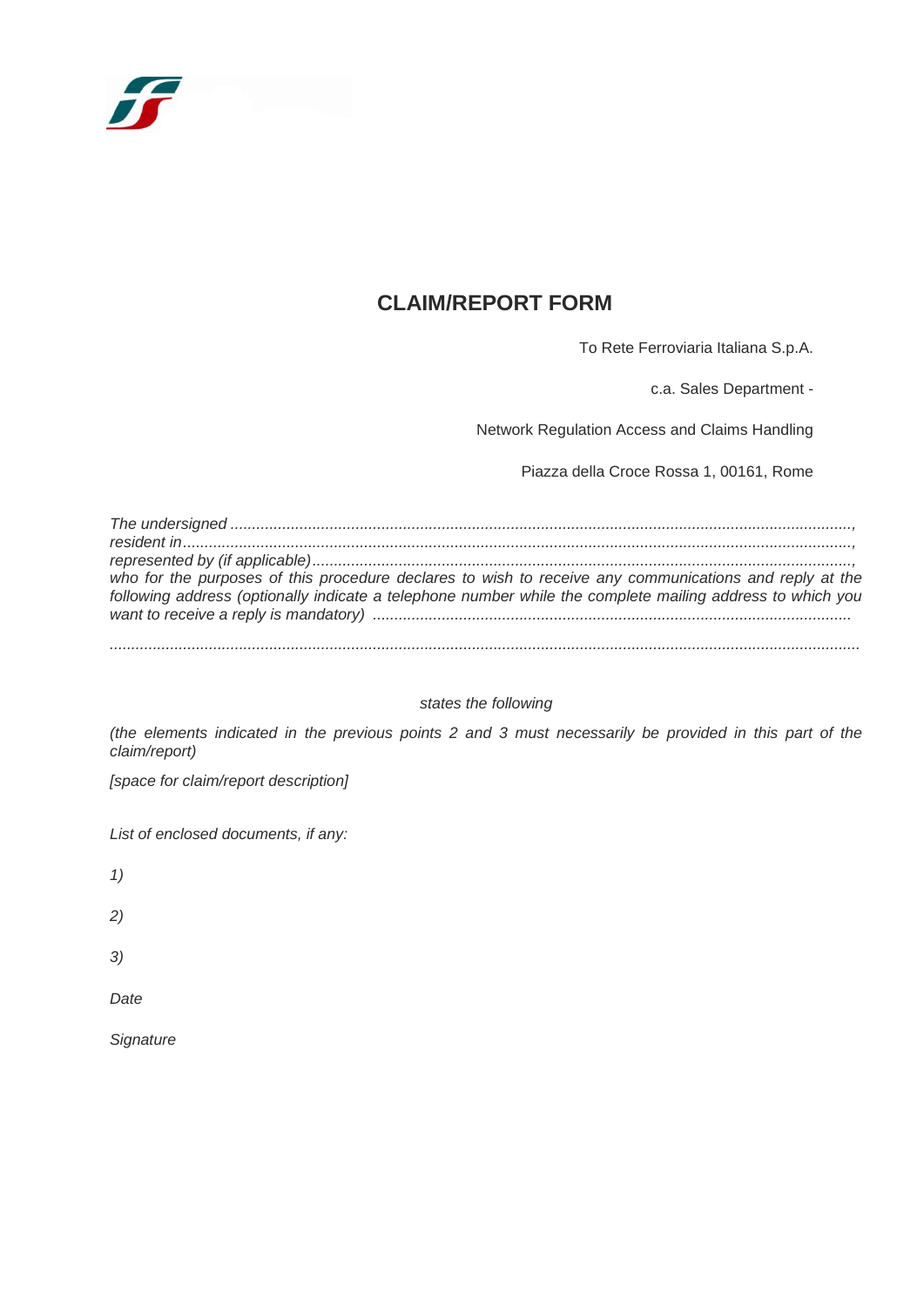## CLAIM/REPORT FORM

To Rete Ferroviaria Italiana S.p.A.

c.a. Sales Department -

Network Regulation Access and Claims Handling

Piazza della Croce Rossa 1, 00161, Rome

*The undersigned .............................................................................................................................................,*
*resident in........................................................................................................................................................,*
*represented by (if applicable).........................................................................................................................,*
*who for the purposes of this procedure declares to wish to receive any communications and reply at the following address (optionally indicate a telephone number while the complete mailing address to which you want to receive a reply is mandatory) ..............................................................................................................*

*..........................................................................................................................................................................*

*states the following*

*(the elements indicated in the previous points 2 and 3 must necessarily be provided in this part of the claim/report)*

*[space for claim/report description]*

*List of enclosed documents, if any:*

*1)*

*2)*

*3)*

*Date*

*Signature*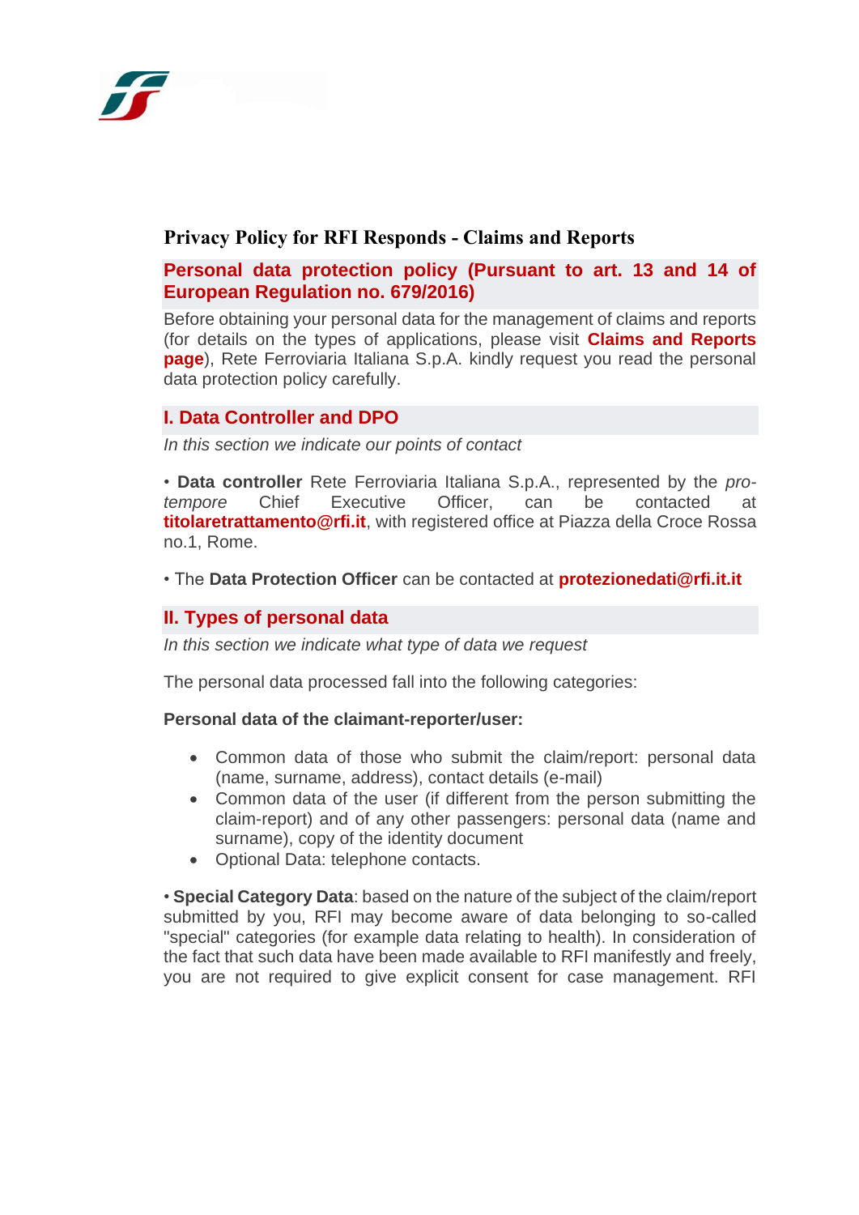# Privacy Policy for RFI Responds - Claims and Reports

## Personal data protection policy (Pursuant to art. 13 and 14 of European Regulation no. 679/2016)

Before obtaining your personal data for the management of claims and reports (for details on the types of applications, please visit **Claims and Reports page**), Rete Ferroviaria Italiana S.p.A. kindly request you read the personal data protection policy carefully.

## I. Data Controller and DPO

*In this section we indicate our points of contact*

• **Data controller** Rete Ferroviaria Italiana S.p.A., represented by the *pro-tempore* Chief Executive Officer, can be contacted at **titolaretrattamento@rfi.it**, with registered office at Piazza della Croce Rossa no.1, Rome.

• The **Data Protection Officer** can be contacted at **protezionedati@rfi.it.it**

## II. Types of personal data

*In this section we indicate what type of data we request*

The personal data processed fall into the following categories:

**Personal data of the claimant-reporter/user:**

- Common data of those who submit the claim/report: personal data (name, surname, address), contact details (e-mail)
- Common data of the user (if different from the person submitting the claim-report) and of any other passengers: personal data (name and surname), copy of the identity document
- Optional Data: telephone contacts.

• **Special Category Data**: based on the nature of the subject of the claim/report submitted by you, RFI may become aware of data belonging to so-called "special" categories (for example data relating to health). In consideration of the fact that such data have been made available to RFI manifestly and freely, you are not required to give explicit consent for case management. RFI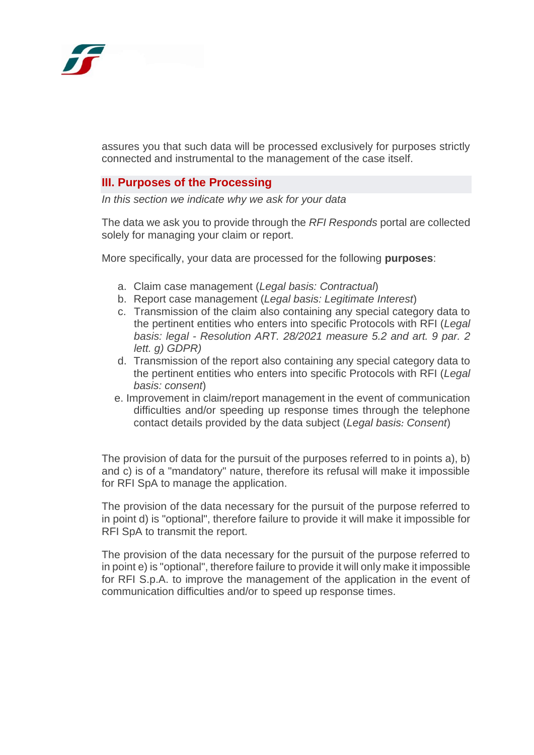assures you that such data will be processed exclusively for purposes strictly connected and instrumental to the management of the case itself.

## III. Purposes of the Processing

*In this section we indicate why we ask for your data*

The data we ask you to provide through the *RFI Responds* portal are collected solely for managing your claim or report.

More specifically, your data are processed for the following **purposes**:

a. Claim case management (*Legal basis: Contractual*)
b. Report case management (*Legal basis: Legitimate Interest*)
c. Transmission of the claim also containing any special category data to the pertinent entities who enters into specific Protocols with RFI (*Legal basis: legal - Resolution ART. 28/2021 measure 5.2 and art. 9 par. 2 lett. g) GDPR)*
d. Transmission of the report also containing any special category data to the pertinent entities who enters into specific Protocols with RFI (*Legal basis: consent*)
e. Improvement in claim/report management in the event of communication difficulties and/or speeding up response times through the telephone contact details provided by the data subject (*Legal basis: Consent*)

The provision of data for the pursuit of the purposes referred to in points a), b) and c) is of a "mandatory" nature, therefore its refusal will make it impossible for RFI SpA to manage the application.

The provision of the data necessary for the pursuit of the purpose referred to in point d) is "optional", therefore failure to provide it will make it impossible for RFI SpA to transmit the report.

The provision of the data necessary for the pursuit of the purpose referred to in point e) is "optional", therefore failure to provide it will only make it impossible for RFI S.p.A. to improve the management of the application in the event of communication difficulties and/or to speed up response times.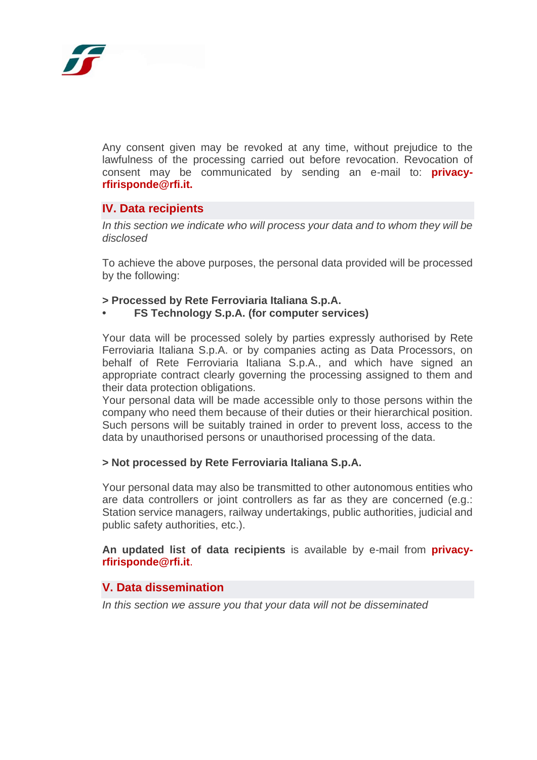Any consent given may be revoked at any time, without prejudice to the lawfulness of the processing carried out before revocation. Revocation of consent may be communicated by sending an e-mail to: **privacy-rfirisponde@rfi.it.**

## IV. Data recipients

*In this section we indicate who will process your data and to whom they will be disclosed*

To achieve the above purposes, the personal data provided will be processed by the following:

**> Processed by Rete Ferroviaria Italiana S.p.A.**

- **FS Technology S.p.A. (for computer services)**

Your data will be processed solely by parties expressly authorised by Rete Ferroviaria Italiana S.p.A. or by companies acting as Data Processors, on behalf of Rete Ferroviaria Italiana S.p.A., and which have signed an appropriate contract clearly governing the processing assigned to them and their data protection obligations.
Your personal data will be made accessible only to those persons within the company who need them because of their duties or their hierarchical position. Such persons will be suitably trained in order to prevent loss, access to the data by unauthorised persons or unauthorised processing of the data.

**> Not processed by Rete Ferroviaria Italiana S.p.A.**

Your personal data may also be transmitted to other autonomous entities who are data controllers or joint controllers as far as they are concerned (e.g.: Station service managers, railway undertakings, public authorities, judicial and public safety authorities, etc.).

**An updated list of data recipients** is available by e-mail from **privacy-rfirisponde@rfi.it**.

## V. Data dissemination

*In this section we assure you that your data will not be disseminated*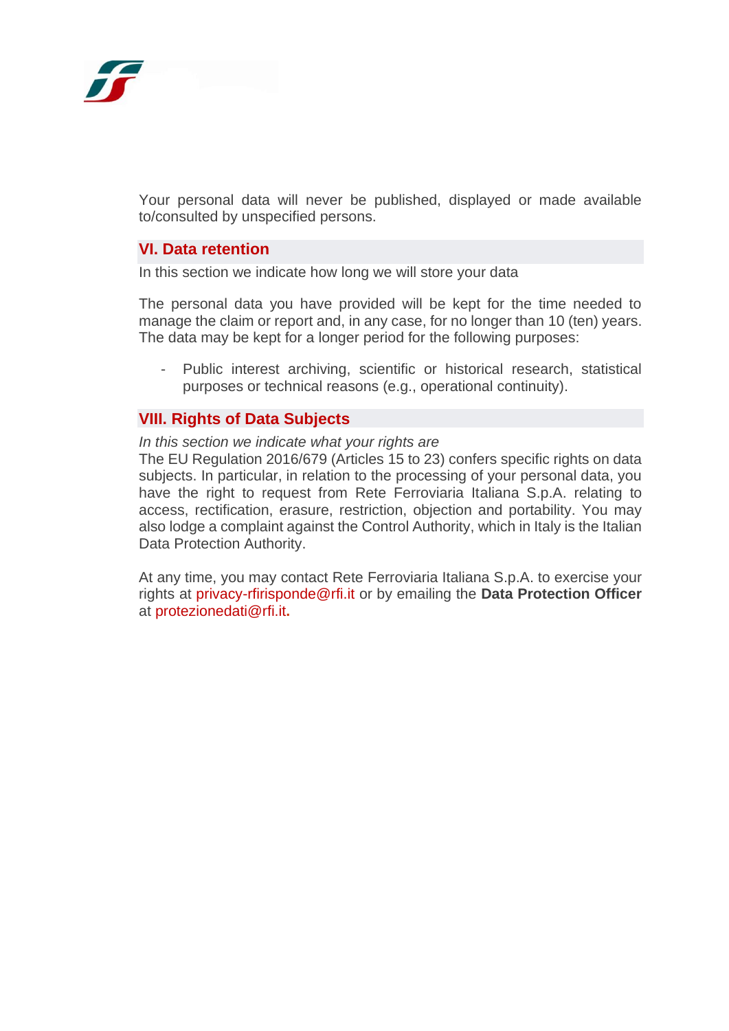Your personal data will never be published, displayed or made available to/consulted by unspecified persons.

## VI. Data retention

In this section we indicate how long we will store your data

The personal data you have provided will be kept for the time needed to manage the claim or report and, in any case, for no longer than 10 (ten) years. The data may be kept for a longer period for the following purposes:

- Public interest archiving, scientific or historical research, statistical purposes or technical reasons (e.g., operational continuity).

## VIII. Rights of Data Subjects

*In this section we indicate what your rights are*
The EU Regulation 2016/679 (Articles 15 to 23) confers specific rights on data subjects. In particular, in relation to the processing of your personal data, you have the right to request from Rete Ferroviaria Italiana S.p.A. relating to access, rectification, erasure, restriction, objection and portability. You may also lodge a complaint against the Control Authority, which in Italy is the Italian Data Protection Authority.

At any time, you may contact Rete Ferroviaria Italiana S.p.A. to exercise your rights at privacy-rfirisponde@rfi.it or by emailing the **Data Protection Officer** at protezionedati@rfi.it.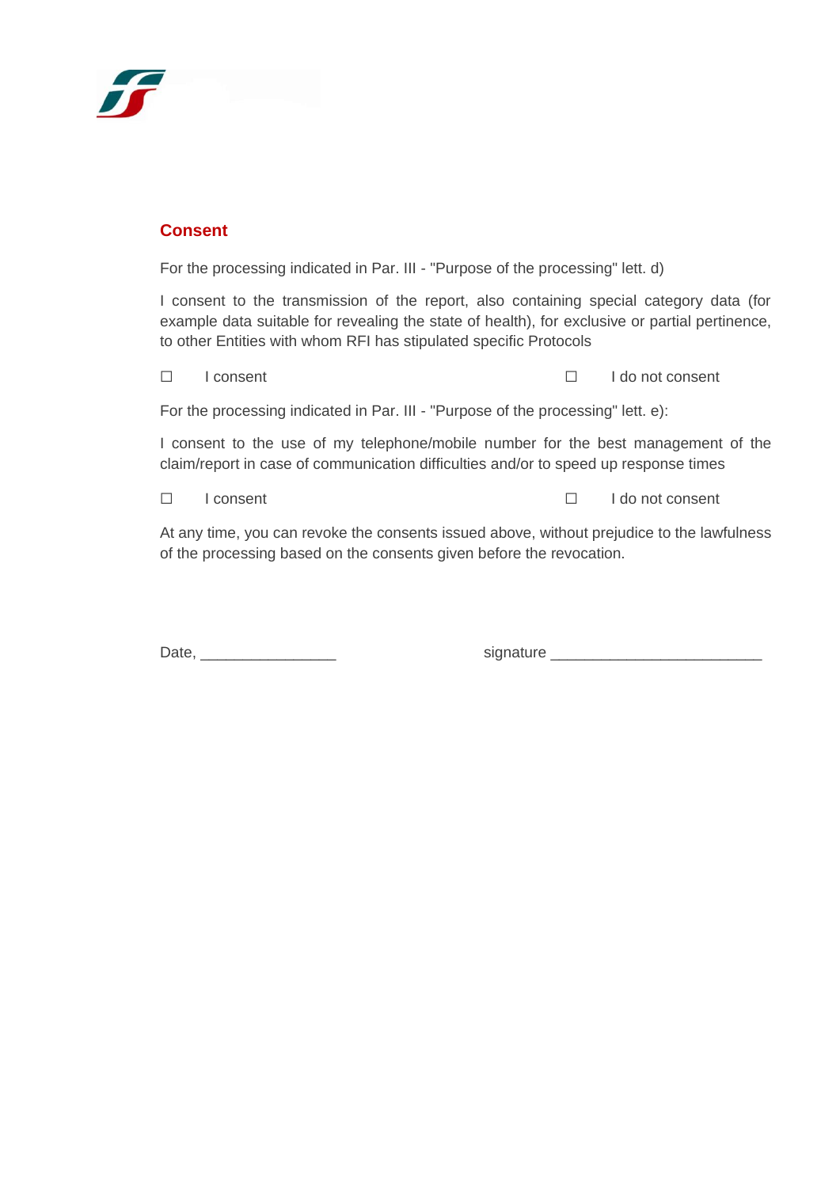## Consent

For the processing indicated in Par. III - "Purpose of the processing" lett. d)

I consent to the transmission of the report, also containing special category data (for example data suitable for revealing the state of health), for exclusive or partial pertinence, to other Entities with whom RFI has stipulated specific Protocols

☐ I consent ☐ I do not consent

For the processing indicated in Par. III - "Purpose of the processing" lett. e):

I consent to the use of my telephone/mobile number for the best management of the claim/report in case of communication difficulties and/or to speed up response times

☐ I consent ☐ I do not consent

At any time, you can revoke the consents issued above, without prejudice to the lawfulness of the processing based on the consents given before the revocation.

Date, ________________ signature _________________________